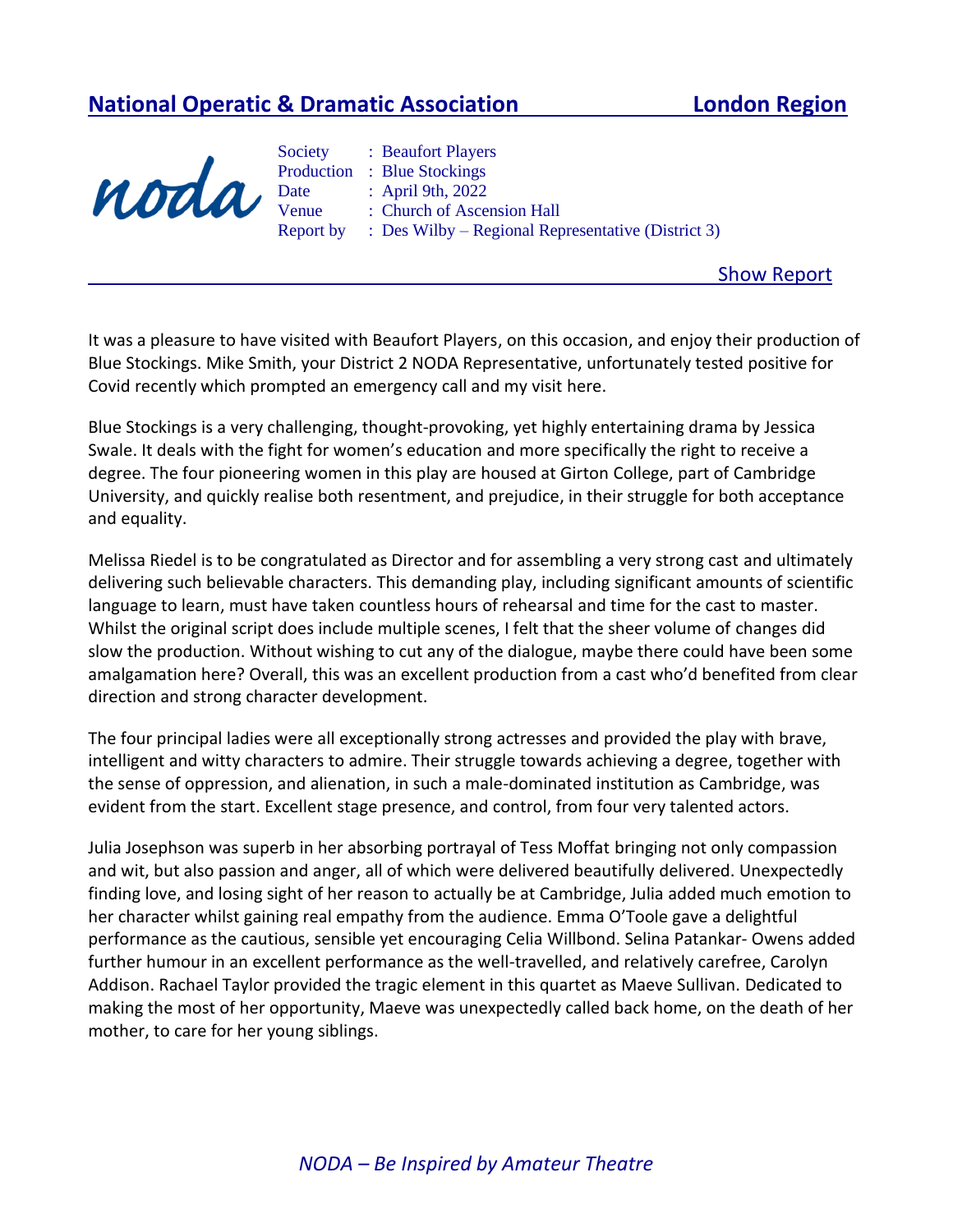## National Operatic & Dramatic Association — London Region

noda

Society : Beaufort Players
Production : Blue Stockings
Date : April 9th, 2022
Venue : Church of Ascension Hall
Report by : Des Wilby – Regional Representative (District 3)

### Show Report

It was a pleasure to have visited with Beaufort Players, on this occasion, and enjoy their production of Blue Stockings. Mike Smith, your District 2 NODA Representative, unfortunately tested positive for Covid recently which prompted an emergency call and my visit here.

Blue Stockings is a very challenging, thought-provoking, yet highly entertaining drama by Jessica Swale. It deals with the fight for women's education and more specifically the right to receive a degree. The four pioneering women in this play are housed at Girton College, part of Cambridge University, and quickly realise both resentment, and prejudice, in their struggle for both acceptance and equality.

Melissa Riedel is to be congratulated as Director and for assembling a very strong cast and ultimately delivering such believable characters. This demanding play, including significant amounts of scientific language to learn, must have taken countless hours of rehearsal and time for the cast to master. Whilst the original script does include multiple scenes, I felt that the sheer volume of changes did slow the production. Without wishing to cut any of the dialogue, maybe there could have been some amalgamation here? Overall, this was an excellent production from a cast who'd benefited from clear direction and strong character development.

The four principal ladies were all exceptionally strong actresses and provided the play with brave, intelligent and witty characters to admire. Their struggle towards achieving a degree, together with the sense of oppression, and alienation, in such a male-dominated institution as Cambridge, was evident from the start. Excellent stage presence, and control, from four very talented actors.

Julia Josephson was superb in her absorbing portrayal of Tess Moffat bringing not only compassion and wit, but also passion and anger, all of which were delivered beautifully delivered. Unexpectedly finding love, and losing sight of her reason to actually be at Cambridge, Julia added much emotion to her character whilst gaining real empathy from the audience. Emma O'Toole gave a delightful performance as the cautious, sensible yet encouraging Celia Willbond. Selina Patankar- Owens added further humour in an excellent performance as the well-travelled, and relatively carefree, Carolyn Addison. Rachael Taylor provided the tragic element in this quartet as Maeve Sullivan. Dedicated to making the most of her opportunity, Maeve was unexpectedly called back home, on the death of her mother, to care for her young siblings.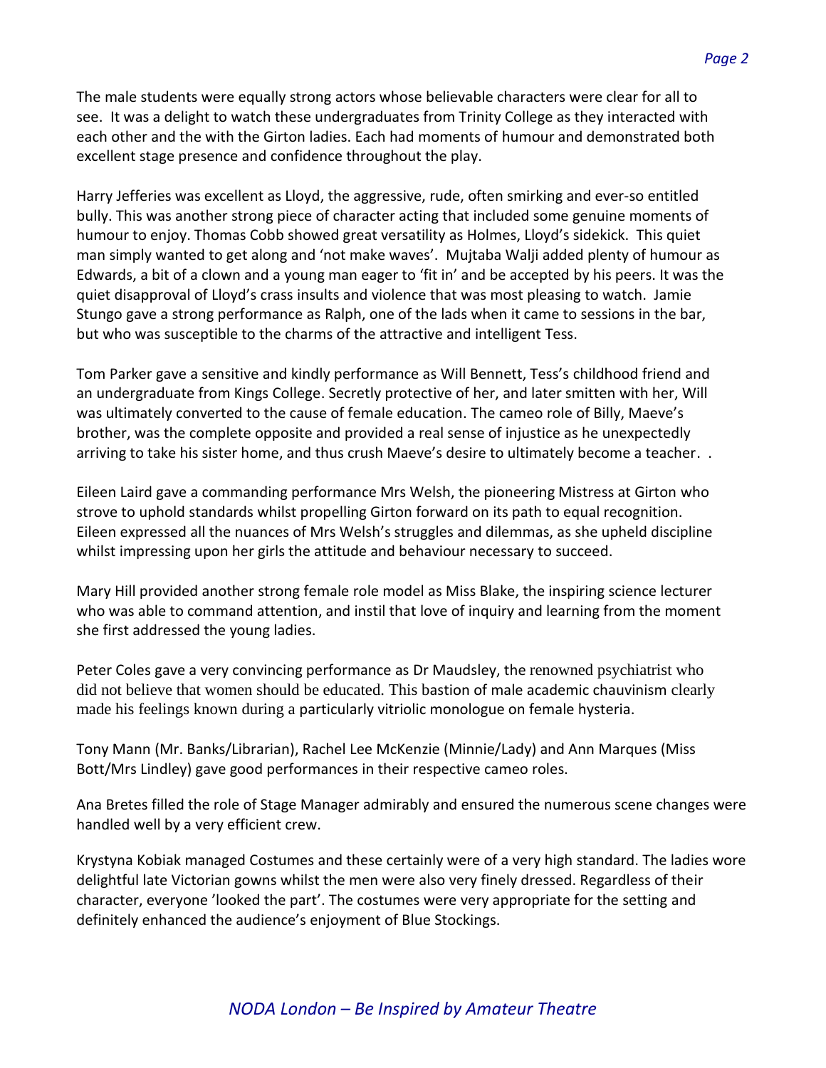The male students were equally strong actors whose believable characters were clear for all to see. It was a delight to watch these undergraduates from Trinity College as they interacted with each other and the with the Girton ladies. Each had moments of humour and demonstrated both excellent stage presence and confidence throughout the play.

Harry Jefferies was excellent as Lloyd, the aggressive, rude, often smirking and ever-so entitled bully. This was another strong piece of character acting that included some genuine moments of humour to enjoy. Thomas Cobb showed great versatility as Holmes, Lloyd's sidekick. This quiet man simply wanted to get along and 'not make waves'. Mujtaba Walji added plenty of humour as Edwards, a bit of a clown and a young man eager to 'fit in' and be accepted by his peers. It was the quiet disapproval of Lloyd's crass insults and violence that was most pleasing to watch. Jamie Stungo gave a strong performance as Ralph, one of the lads when it came to sessions in the bar, but who was susceptible to the charms of the attractive and intelligent Tess.

Tom Parker gave a sensitive and kindly performance as Will Bennett, Tess's childhood friend and an undergraduate from Kings College. Secretly protective of her, and later smitten with her, Will was ultimately converted to the cause of female education. The cameo role of Billy, Maeve's brother, was the complete opposite and provided a real sense of injustice as he unexpectedly arriving to take his sister home, and thus crush Maeve's desire to ultimately become a teacher. .

Eileen Laird gave a commanding performance Mrs Welsh, the pioneering Mistress at Girton who strove to uphold standards whilst propelling Girton forward on its path to equal recognition. Eileen expressed all the nuances of Mrs Welsh's struggles and dilemmas, as she upheld discipline whilst impressing upon her girls the attitude and behaviour necessary to succeed.

Mary Hill provided another strong female role model as Miss Blake, the inspiring science lecturer who was able to command attention, and instil that love of inquiry and learning from the moment she first addressed the young ladies.

Peter Coles gave a very convincing performance as Dr Maudsley, the renowned psychiatrist who did not believe that women should be educated. This bastion of male academic chauvinism clearly made his feelings known during a particularly vitriolic monologue on female hysteria.

Tony Mann (Mr. Banks/Librarian), Rachel Lee McKenzie (Minnie/Lady) and Ann Marques (Miss Bott/Mrs Lindley) gave good performances in their respective cameo roles.

Ana Bretes filled the role of Stage Manager admirably and ensured the numerous scene changes were handled well by a very efficient crew.

Krystyna Kobiak managed Costumes and these certainly were of a very high standard. The ladies wore delightful late Victorian gowns whilst the men were also very finely dressed. Regardless of their character, everyone 'looked the part'. The costumes were very appropriate for the setting and definitely enhanced the audience's enjoyment of Blue Stockings.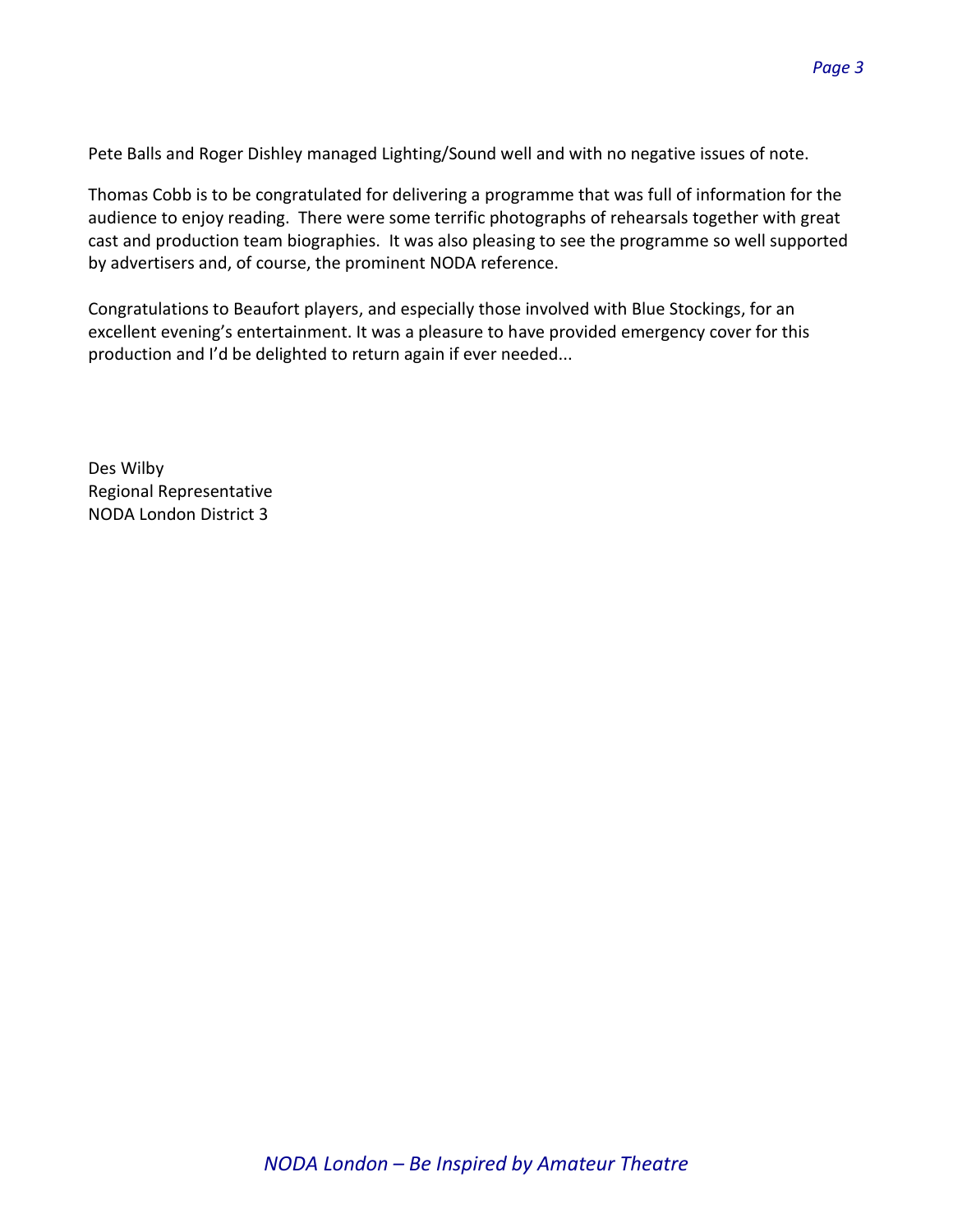Pete Balls and Roger Dishley managed Lighting/Sound well and with no negative issues of note.

Thomas Cobb is to be congratulated for delivering a programme that was full of information for the audience to enjoy reading. There were some terrific photographs of rehearsals together with great cast and production team biographies. It was also pleasing to see the programme so well supported by advertisers and, of course, the prominent NODA reference.

Congratulations to Beaufort players, and especially those involved with Blue Stockings, for an excellent evening's entertainment. It was a pleasure to have provided emergency cover for this production and I'd be delighted to return again if ever needed...

Des Wilby
Regional Representative
NODA London District 3